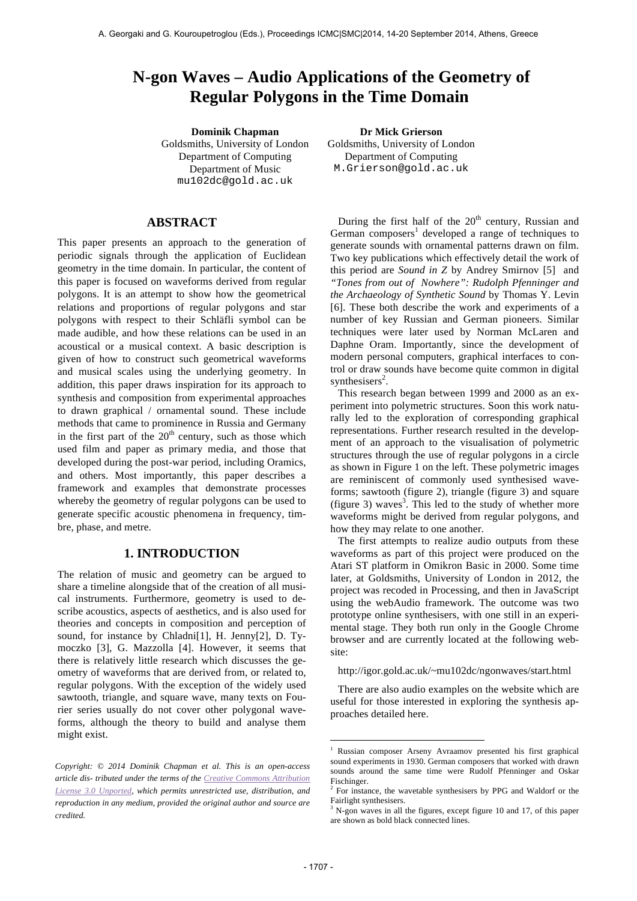# N-gon Waves – Audio Applications of the Geometry of Regular Polygons in the Time Domain

**Dominik Chapman**
Goldsmiths, University of London
Department of Computing
Department of Music
mu102dc@gold.ac.uk

**Dr Mick Grierson**
Goldsmiths, University of London
Department of Computing
M.Grierson@gold.ac.uk

## ABSTRACT

This paper presents an approach to the generation of periodic signals through the application of Euclidean geometry in the time domain. In particular, the content of this paper is focused on waveforms derived from regular polygons. It is an attempt to show how the geometrical relations and proportions of regular polygons and star polygons with respect to their Schläfli symbol can be made audible, and how these relations can be used in an acoustical or a musical context. A basic description is given of how to construct such geometrical waveforms and musical scales using the underlying geometry. In addition, this paper draws inspiration for its approach to synthesis and composition from experimental approaches to drawn graphical / ornamental sound. These include methods that came to prominence in Russia and Germany in the first part of the 20th century, such as those which used film and paper as primary media, and those that developed during the post-war period, including Oramics, and others. Most importantly, this paper describes a framework and examples that demonstrate processes whereby the geometry of regular polygons can be used to generate specific acoustic phenomena in frequency, timbre, phase, and metre.

## 1. INTRODUCTION

The relation of music and geometry can be argued to share a timeline alongside that of the creation of all musical instruments. Furthermore, geometry is used to describe acoustics, aspects of aesthetics, and is also used for theories and concepts in composition and perception of sound, for instance by Chladni[1], H. Jenny[2], D. Tymoczko [3], G. Mazzolla [4]. However, it seems that there is relatively little research which discusses the geometry of waveforms that are derived from, or related to, regular polygons. With the exception of the widely used sawtooth, triangle, and square wave, many texts on Fourier series usually do not cover other polygonal waveforms, although the theory to build and analyse them might exist.

During the first half of the 20th century, Russian and German composers[1] developed a range of techniques to generate sounds with ornamental patterns drawn on film. Two key publications which effectively detail the work of this period are *Sound in Z* by Andrey Smirnov [5] and *"Tones from out of Nowhere": Rudolph Pfenninger and the Archaeology of Synthetic Sound* by Thomas Y. Levin [6]. These both describe the work and experiments of a number of key Russian and German pioneers. Similar techniques were later used by Norman McLaren and Daphne Oram. Importantly, since the development of modern personal computers, graphical interfaces to control or draw sounds have become quite common in digital synthesisers[2].

This research began between 1999 and 2000 as an experiment into polymetric structures. Soon this work naturally led to the exploration of corresponding graphical representations. Further research resulted in the development of an approach to the visualisation of polymetric structures through the use of regular polygons in a circle as shown in Figure 1 on the left. These polymetric images are reminiscent of commonly used synthesised waveforms; sawtooth (figure 2), triangle (figure 3) and square (figure 3) waves[3]. This led to the study of whether more waveforms might be derived from regular polygons, and how they may relate to one another.

The first attempts to realize audio outputs from these waveforms as part of this project were produced on the Atari ST platform in Omikron Basic in 2000. Some time later, at Goldsmiths, University of London in 2012, the project was recoded in Processing, and then in JavaScript using the webAudio framework. The outcome was two prototype online synthesisers, with one still in an experimental stage. They both run only in the Google Chrome browser and are currently located at the following website:

http://igor.gold.ac.uk/~mu102dc/ngonwaves/start.html

There are also audio examples on the website which are useful for those interested in exploring the synthesis approaches detailed here.

*Copyright: © 2014 Dominik Chapman et al. This is an open-access article dis- tributed under the terms of the Creative Commons Attribution License 3.0 Unported, which permits unrestricted use, distribution, and reproduction in any medium, provided the original author and source are credited.*

[1] Russian composer Arseny Avraamov presented his first graphical sound experiments in 1930. German composers that worked with drawn sounds around the same time were Rudolf Pfenninger and Oskar Fischinger.

[2] For instance, the wavetable synthesisers by PPG and Waldorf or the Fairlight synthesisers.

[3] N-gon waves in all the figures, except figure 10 and 17, of this paper are shown as bold black connected lines.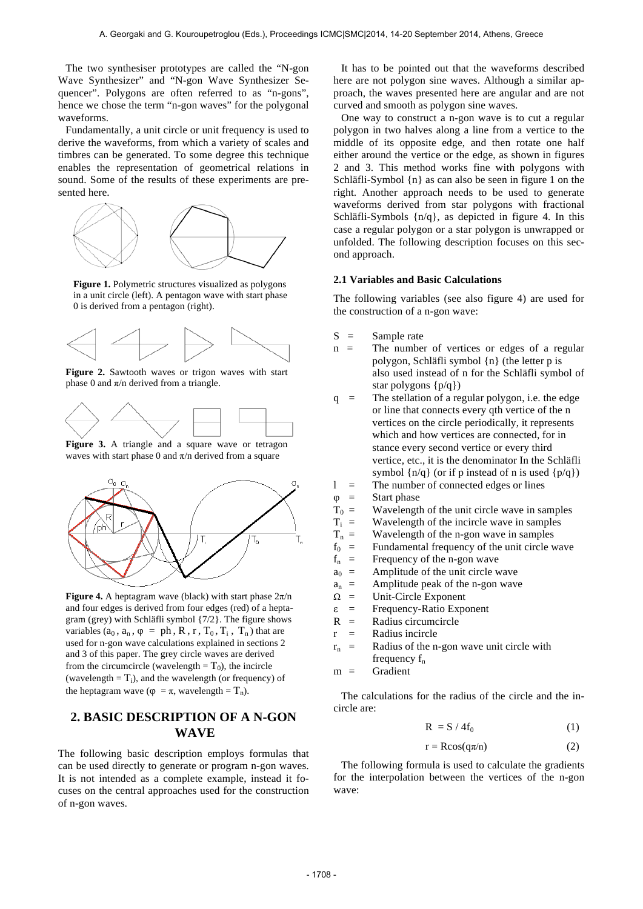The two synthesiser prototypes are called the "N-gon Wave Synthesizer" and "N-gon Wave Synthesizer Sequencer". Polygons are often referred to as "n-gons", hence we chose the term "n-gon waves" for the polygonal waveforms.

Fundamentally, a unit circle or unit frequency is used to derive the waveforms, from which a variety of scales and timbres can be generated. To some degree this technique enables the representation of geometrical relations in sound. Some of the results of these experiments are presented here.

**Figure 1.** Polymetric structures visualized as polygons in a unit circle (left). A pentagon wave with start phase 0 is derived from a pentagon (right).

**Figure 2.** Sawtooth waves or trigon waves with start phase 0 and $\pi/n$ derived from a triangle.

**Figure 3.** A triangle and a square wave or tetragon waves with start phase 0 and $\pi/n$ derived from a square

**Figure 4.** A heptagram wave (black) with start phase $2\pi/n$ and four edges is derived from four edges (red) of a heptagram (grey) with Schläfli symbol {7/2}. The figure shows variables ($a_0$, $a_n$, $\varphi$ = ph, R, r, $T_0$, $T_i$, $T_n$) that are used for n-gon wave calculations explained in sections 2 and 3 of this paper. The grey circle waves are derived from the circumcircle (wavelength = $T_0$), the incircle (wavelength = $T_i$), and the wavelength (or frequency) of the heptagram wave ($\varphi = \pi$, wavelength = $T_n$).

## 2. BASIC DESCRIPTION OF A N-GON WAVE

The following basic description employs formulas that can be used directly to generate or program n-gon waves. It is not intended as a complete example, instead it focuses on the central approaches used for the construction of n-gon waves.

It has to be pointed out that the waveforms described here are not polygon sine waves. Although a similar approach, the waves presented here are angular and are not curved and smooth as polygon sine waves.

One way to construct a n-gon wave is to cut a regular polygon in two halves along a line from a vertice to the middle of its opposite edge, and then rotate one half either around the vertice or the edge, as shown in figures 2 and 3. This method works fine with polygons with Schläfli-Symbol {n} as can also be seen in figure 1 on the right. Another approach needs to be used to generate waveforms derived from star polygons with fractional Schläfli-Symbols {n/q}, as depicted in figure 4. In this case a regular polygon or a star polygon is unwrapped or unfolded. The following description focuses on this second approach.

### 2.1 Variables and Basic Calculations

The following variables (see also figure 4) are used for the construction of a n-gon wave:

- S = Sample rate
- n = The number of vertices or edges of a regular polygon, Schläfli symbol {n} (the letter p is also used instead of n for the Schläfli symbol of star polygons {p/q})
- q = The stellation of a regular polygon, i.e. the edge or line that connects every qth vertice of the n vertices on the circle periodically, it represents which and how vertices are connected, for in stance every second vertice or every third vertice, etc., it is the denominator In the Schläfli symbol {n/q} (or if p instead of n is used {p/q})
- l = The number of connected edges or lines
- $\varphi$ = Start phase
- $T_0$ = Wavelength of the unit circle wave in samples
- $T_i$ = Wavelength of the incircle wave in samples
- $T_n$ = Wavelength of the n-gon wave in samples
- $f_0$ = Fundamental frequency of the unit circle wave
- $f_n$ = Frequency of the n-gon wave
- $a_0$ = Amplitude of the unit circle wave
- $a_n$ = Amplitude peak of the n-gon wave
- $\Omega$ = Unit-Circle Exponent
- $\varepsilon$ = Frequency-Ratio Exponent
- R = Radius circumcircle
- r = Radius incircle
- $r_n$ = Radius of the n-gon wave unit circle with frequency $f_n$
- m = Gradient

The calculations for the radius of the circle and the incircle are:

$$R = S / 4f_0 \tag{1}$$

$$r = R\cos(q\pi/n) \tag{2}$$

The following formula is used to calculate the gradients for the interpolation between the vertices of the n-gon wave: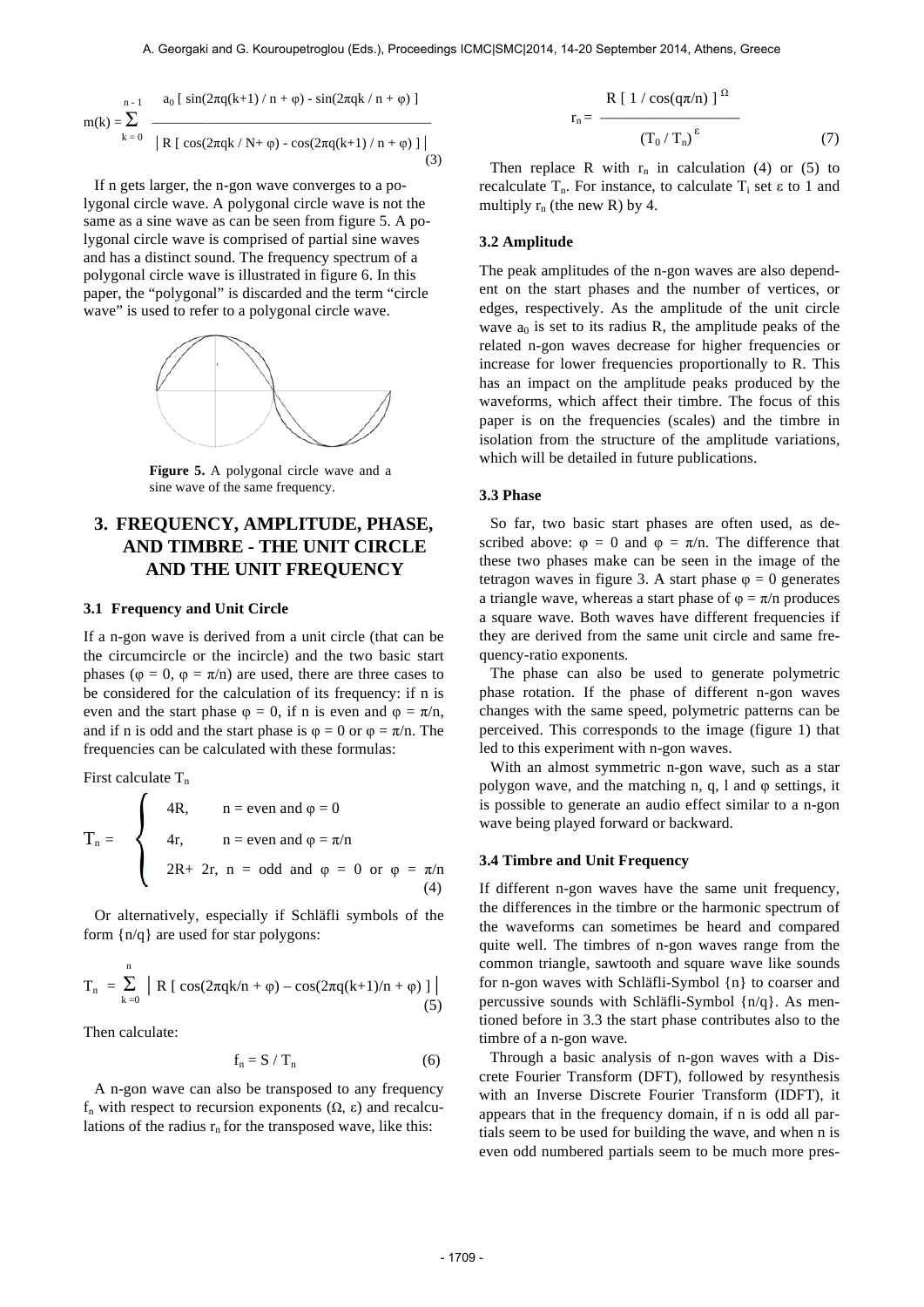$$m(k) = \sum_{k=0}^{n-1} \frac{a_0 [\sin(2\pi q(k+1)/n + \varphi) - \sin(2\pi qk/n + \varphi)]}{|R[\cos(2\pi qk/N + \varphi) - \cos(2\pi q(k+1)/n + \varphi)]|} \quad (3)$$

If n gets larger, the n-gon wave converges to a polygonal circle wave. A polygonal circle wave is not the same as a sine wave as can be seen from figure 5. A polygonal circle wave is comprised of partial sine waves and has a distinct sound. The frequency spectrum of a polygonal circle wave is illustrated in figure 6. In this paper, the "polygonal" is discarded and the term "circle wave" is used to refer to a polygonal circle wave.

**Figure 5.** A polygonal circle wave and a sine wave of the same frequency.

## 3. FREQUENCY, AMPLITUDE, PHASE, AND TIMBRE - THE UNIT CIRCLE AND THE UNIT FREQUENCY

### 3.1 Frequency and Unit Circle

If a n-gon wave is derived from a unit circle (that can be the circumcircle or the incircle) and the two basic start phases ($\varphi = 0$, $\varphi = \pi/n$) are used, there are three cases to be considered for the calculation of its frequency: if n is even and the start phase $\varphi = 0$, if n is even and $\varphi = \pi/n$, and if n is odd and the start phase is $\varphi = 0$ or $\varphi = \pi/n$. The frequencies can be calculated with these formulas:

First calculate $T_n$

$$T_n = \begin{cases} 4R, & n = \text{even and } \varphi = 0 \\ 4r, & n = \text{even and } \varphi = \pi/n \\ 2R + 2r, & n = \text{odd and } \varphi = 0 \text{ or } \varphi = \pi/n \end{cases} \quad (4)$$

Or alternatively, especially if Schläfli symbols of the form {n/q} are used for star polygons:

$$T_n = \sum_{k=0}^{n} |R[\cos(2\pi qk/n + \varphi) - \cos(2\pi q(k+1)/n + \varphi)]| \quad (5)$$

Then calculate:

$$f_n = S / T_n \quad (6)$$

A n-gon wave can also be transposed to any frequency $f_n$ with respect to recursion exponents ($\Omega$, $\varepsilon$) and recalculations of the radius $r_n$ for the transposed wave, like this:

$$r_n = \frac{R[1/\cos(q\pi/n)]^{\Omega}}{(T_0/T_n)^{\varepsilon}} \quad (7)$$

Then replace R with $r_n$ in calculation (4) or (5) to recalculate $T_n$. For instance, to calculate $T_i$ set $\varepsilon$ to 1 and multiply $r_n$ (the new R) by 4.

### 3.2 Amplitude

The peak amplitudes of the n-gon waves are also dependent on the start phases and the number of vertices, or edges, respectively. As the amplitude of the unit circle wave $a_0$ is set to its radius R, the amplitude peaks of the related n-gon waves decrease for higher frequencies or increase for lower frequencies proportionally to R. This has an impact on the amplitude peaks produced by the waveforms, which affect their timbre. The focus of this paper is on the frequencies (scales) and the timbre in isolation from the structure of the amplitude variations, which will be detailed in future publications.

### 3.3 Phase

So far, two basic start phases are often used, as described above: $\varphi = 0$ and $\varphi = \pi/n$. The difference that these two phases make can be seen in the image of the tetragon waves in figure 3. A start phase $\varphi = 0$ generates a triangle wave, whereas a start phase of $\varphi = \pi/n$ produces a square wave. Both waves have different frequencies if they are derived from the same unit circle and same frequency-ratio exponents.

The phase can also be used to generate polymetric phase rotation. If the phase of different n-gon waves changes with the same speed, polymetric patterns can be perceived. This corresponds to the image (figure 1) that led to this experiment with n-gon waves.

With an almost symmetric n-gon wave, such as a star polygon wave, and the matching n, q, l and $\varphi$ settings, it is possible to generate an audio effect similar to a n-gon wave being played forward or backward.

### 3.4 Timbre and Unit Frequency

If different n-gon waves have the same unit frequency, the differences in the timbre or the harmonic spectrum of the waveforms can sometimes be heard and compared quite well. The timbres of n-gon waves range from the common triangle, sawtooth and square wave like sounds for n-gon waves with Schläfli-Symbol {n} to coarser and percussive sounds with Schläfli-Symbol {n/q}. As mentioned before in 3.3 the start phase contributes also to the timbre of a n-gon wave.

Through a basic analysis of n-gon waves with a Discrete Fourier Transform (DFT), followed by resynthesis with an Inverse Discrete Fourier Transform (IDFT), it appears that in the frequency domain, if n is odd all partials seem to be used for building the wave, and when n is even odd numbered partials seem to be much more pres-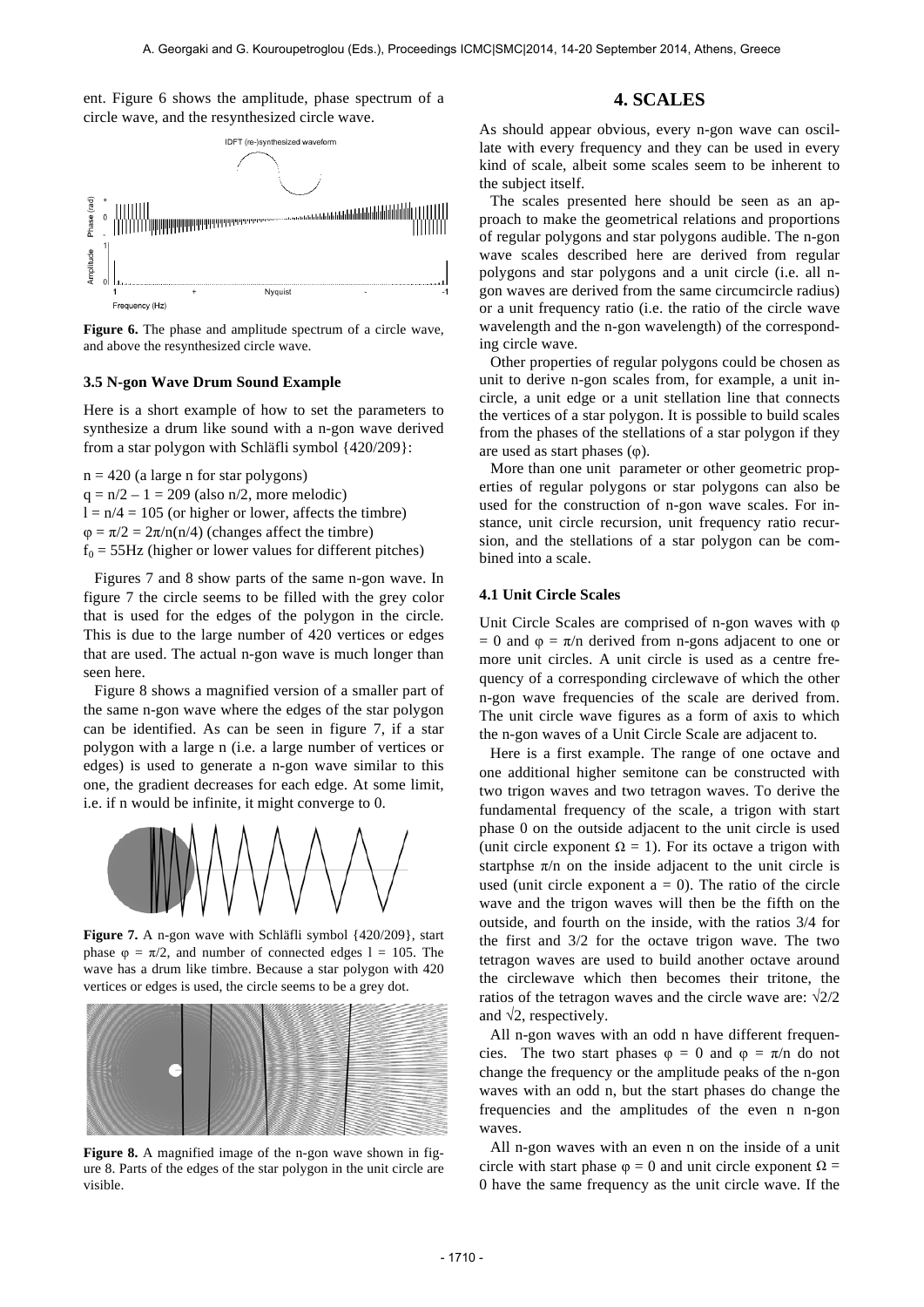ent. Figure 6 shows the amplitude, phase spectrum of a circle wave, and the resynthesized circle wave.

**Figure 6.** The phase and amplitude spectrum of a circle wave, and above the resynthesized circle wave.

### 3.5 N-gon Wave Drum Sound Example

Here is a short example of how to set the parameters to synthesize a drum like sound with a n-gon wave derived from a star polygon with Schläfli symbol {420/209}:

$n = 420$ (a large n for star polygons)
$q = n/2 – 1 = 209$ (also n/2, more melodic)
$l = n/4 = 105$ (or higher or lower, affects the timbre)
$\varphi = \pi/2 = 2\pi/n(n/4)$ (changes affect the timbre)
$f_0 = 55$Hz (higher or lower values for different pitches)

Figures 7 and 8 show parts of the same n-gon wave. In figure 7 the circle seems to be filled with the grey color that is used for the edges of the polygon in the circle. This is due to the large number of 420 vertices or edges that are used. The actual n-gon wave is much longer than seen here.

Figure 8 shows a magnified version of a smaller part of the same n-gon wave where the edges of the star polygon can be identified. As can be seen in figure 7, if a star polygon with a large n (i.e. a large number of vertices or edges) is used to generate a n-gon wave similar to this one, the gradient decreases for each edge. At some limit, i.e. if n would be infinite, it might converge to 0.

**Figure 7.** A n-gon wave with Schläfli symbol {420/209}, start phase $\varphi = \pi/2$, and number of connected edges $l = 105$. The wave has a drum like timbre. Because a star polygon with 420 vertices or edges is used, the circle seems to be a grey dot.

**Figure 8.** A magnified image of the n-gon wave shown in figure 8. Parts of the edges of the star polygon in the unit circle are visible.

## 4. SCALES

As should appear obvious, every n-gon wave can oscillate with every frequency and they can be used in every kind of scale, albeit some scales seem to be inherent to the subject itself.

The scales presented here should be seen as an approach to make the geometrical relations and proportions of regular polygons and star polygons audible. The n-gon wave scales described here are derived from regular polygons and star polygons and a unit circle (i.e. all n-gon waves are derived from the same circumcircle radius) or a unit frequency ratio (i.e. the ratio of the circle wave wavelength and the n-gon wavelength) of the corresponding circle wave.

Other properties of regular polygons could be chosen as unit to derive n-gon scales from, for example, a unit incircle, a unit edge or a unit stellation line that connects the vertices of a star polygon. It is possible to build scales from the phases of the stellations of a star polygon if they are used as start phases ($\varphi$).

More than one unit parameter or other geometric properties of regular polygons or star polygons can also be used for the construction of n-gon wave scales. For instance, unit circle recursion, unit frequency ratio recursion, and the stellations of a star polygon can be combined into a scale.

### 4.1 Unit Circle Scales

Unit Circle Scales are comprised of n-gon waves with $\varphi = 0$ and $\varphi = \pi/n$ derived from n-gons adjacent to one or more unit circles. A unit circle is used as a centre frequency of a corresponding circlewave of which the other n-gon wave frequencies of the scale are derived from. The unit circle wave figures as a form of axis to which the n-gon waves of a Unit Circle Scale are adjacent to.

Here is a first example. The range of one octave and one additional higher semitone can be constructed with two trigon waves and two tetragon waves. To derive the fundamental frequency of the scale, a trigon with start phase 0 on the outside adjacent to the unit circle is used (unit circle exponent $\Omega = 1$). For its octave a trigon with startphse $\pi/n$ on the inside adjacent to the unit circle is used (unit circle exponent $a = 0$). The ratio of the circle wave and the trigon waves will then be the fifth on the outside, and fourth on the inside, with the ratios 3/4 for the first and 3/2 for the octave trigon wave. The two tetragon waves are used to build another octave around the circlewave which then becomes their tritone, the ratios of the tetragon waves and the circle wave are: $\sqrt{2}/2$ and $\sqrt{2}$, respectively.

All n-gon waves with an odd n have different frequencies. The two start phases $\varphi = 0$ and $\varphi = \pi/n$ do not change the frequency or the amplitude peaks of the n-gon waves with an odd n, but the start phases do change the frequencies and the amplitudes of the even n n-gon waves.

All n-gon waves with an even n on the inside of a unit circle with start phase $\varphi = 0$ and unit circle exponent $\Omega = 0$ have the same frequency as the unit circle wave. If the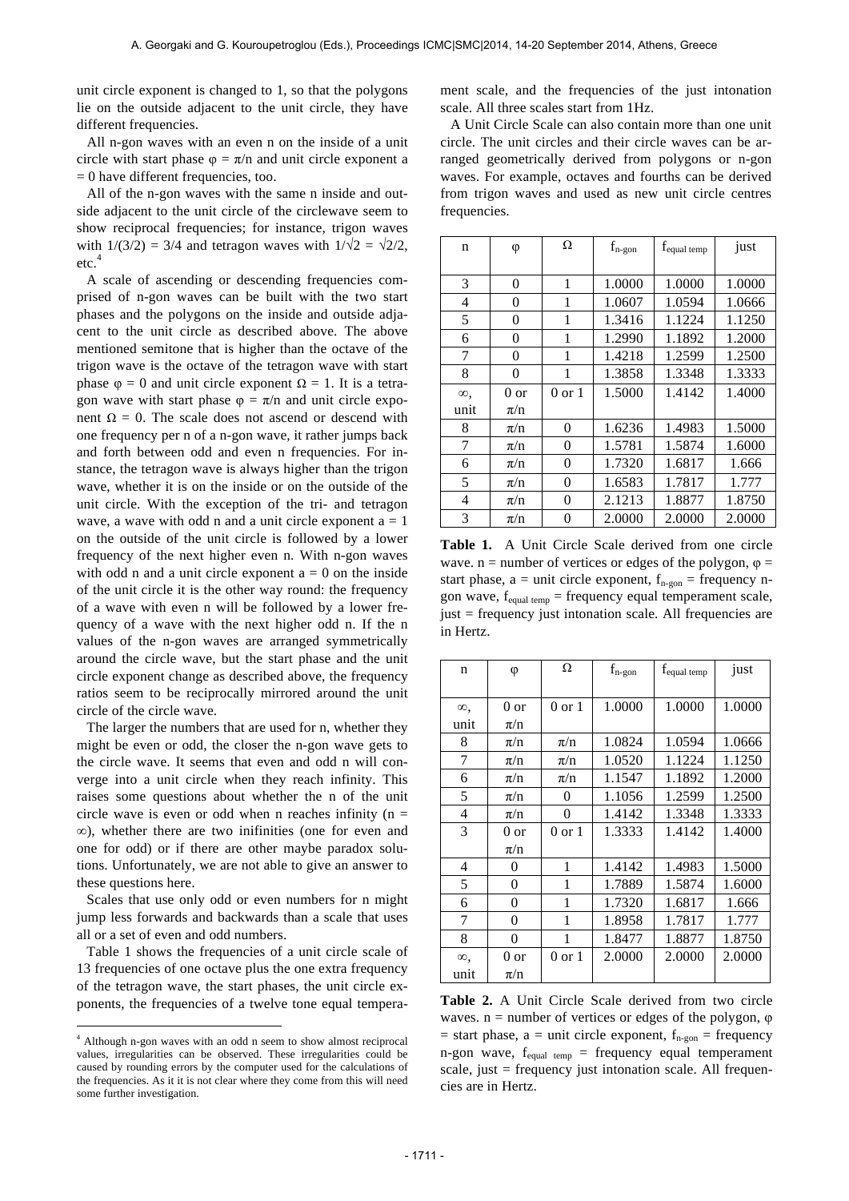unit circle exponent is changed to 1, so that the polygons lie on the outside adjacent to the unit circle, they have different frequencies.

All n-gon waves with an even n on the inside of a unit circle with start phase $\varphi = \pi/n$ and unit circle exponent a = 0 have different frequencies, too.

All of the n-gon waves with the same n inside and outside adjacent to the unit circle of the circlewave seem to show reciprocal frequencies; for instance, trigon waves with $1/(3/2) = 3/4$ and tetragon waves with $1/\sqrt{2} = \sqrt{2}/2$, etc.[4]

A scale of ascending or descending frequencies comprised of n-gon waves can be built with the two start phases and the polygons on the inside and outside adjacent to the unit circle as described above. The above mentioned semitone that is higher than the octave of the trigon wave is the octave of the tetragon wave with start phase $\varphi = 0$ and unit circle exponent $\Omega = 1$. It is a tetragon wave with start phase $\varphi = \pi/n$ and unit circle exponent $\Omega = 0$. The scale does not ascend or descend with one frequency per n of a n-gon wave, it rather jumps back and forth between odd and even n frequencies. For instance, the tetragon wave is always higher than the trigon wave, whether it is on the inside or on the outside of the unit circle. With the exception of the tri- and tetragon wave, a wave with odd n and a unit circle exponent a = 1 on the outside of the unit circle is followed by a lower frequency of the next higher even n. With n-gon waves with odd n and a unit circle exponent a = 0 on the inside of the unit circle it is the other way round: the frequency of a wave with even n will be followed by a lower frequency of a wave with the next higher odd n. If the n values of the n-gon waves are arranged symmetrically around the circle wave, but the start phase and the unit circle exponent change as described above, the frequency ratios seem to be reciprocally mirrored around the unit circle of the circle wave.

The larger the numbers that are used for n, whether they might be even or odd, the closer the n-gon wave gets to the circle wave. It seems that even and odd n will converge into a unit circle when they reach infinity. This raises some questions about whether the n of the unit circle wave is even or odd when n reaches infinity ($n = \infty$), whether there are two inifinities (one for even and one for odd) or if there are other maybe paradox solutions. Unfortunately, we are not able to give an answer to these questions here.

Scales that use only odd or even numbers for n might jump less forwards and backwards than a scale that uses all or a set of even and odd numbers.

Table 1 shows the frequencies of a unit circle scale of 13 frequencies of one octave plus the one extra frequency of the tetragon wave, the start phases, the unit circle exponents, the frequencies of a twelve tone equal temperament scale, and the frequencies of the just intonation scale. All three scales start from 1Hz.

A Unit Circle Scale can also contain more than one unit circle. The unit circles and their circle waves can be arranged geometrically derived from polygons or n-gon waves. For example, octaves and fourths can be derived from trigon waves and used as new unit circle centres frequencies.

| n | φ | Ω | $f_{n\text{-gon}}$ | $f_{\text{equal temp}}$ | just |
|---|---|---|---|---|---|
| 3 | 0 | 1 | 1.0000 | 1.0000 | 1.0000 |
| 4 | 0 | 1 | 1.0607 | 1.0594 | 1.0666 |
| 5 | 0 | 1 | 1.3416 | 1.1224 | 1.1250 |
| 6 | 0 | 1 | 1.2990 | 1.1892 | 1.2000 |
| 7 | 0 | 1 | 1.4218 | 1.2599 | 1.2500 |
| 8 | 0 | 1 | 1.3858 | 1.3348 | 1.3333 |
| ∞, unit | 0 or π/n | 0 or 1 | 1.5000 | 1.4142 | 1.4000 |
| 8 | π/n | 0 | 1.6236 | 1.4983 | 1.5000 |
| 7 | π/n | 0 | 1.5781 | 1.5874 | 1.6000 |
| 6 | π/n | 0 | 1.7320 | 1.6817 | 1.666 |
| 5 | π/n | 0 | 1.6583 | 1.7817 | 1.777 |
| 4 | π/n | 0 | 2.1213 | 1.8877 | 1.8750 |
| 3 | π/n | 0 | 2.0000 | 2.0000 | 2.0000 |

**Table 1.** A Unit Circle Scale derived from one circle wave. n = number of vertices or edges of the polygon, φ = start phase, a = unit circle exponent, $f_{n\text{-gon}}$ = frequency n-gon wave, $f_{\text{equal temp}}$ = frequency equal temperament scale, just = frequency just intonation scale. All frequencies are in Hertz.

| n | φ | Ω | $f_{n\text{-gon}}$ | $f_{\text{equal temp}}$ | just |
|---|---|---|---|---|---|
| ∞, unit | 0 or π/n | 0 or 1 | 1.0000 | 1.0000 | 1.0000 |
| 8 | π/n | π/n | 1.0824 | 1.0594 | 1.0666 |
| 7 | π/n | π/n | 1.0520 | 1.1224 | 1.1250 |
| 6 | π/n | π/n | 1.1547 | 1.1892 | 1.2000 |
| 5 | π/n | 0 | 1.1056 | 1.2599 | 1.2500 |
| 4 | π/n | 0 | 1.4142 | 1.3348 | 1.3333 |
| 3 | 0 or π/n | 0 or 1 | 1.3333 | 1.4142 | 1.4000 |
| 4 | 0 | 1 | 1.4142 | 1.4983 | 1.5000 |
| 5 | 0 | 1 | 1.7889 | 1.5874 | 1.6000 |
| 6 | 0 | 1 | 1.7320 | 1.6817 | 1.666 |
| 7 | 0 | 1 | 1.8958 | 1.7817 | 1.777 |
| 8 | 0 | 1 | 1.8477 | 1.8877 | 1.8750 |
| ∞, unit | 0 or π/n | 0 or 1 | 2.0000 | 2.0000 | 2.0000 |

**Table 2.** A Unit Circle Scale derived from two circle waves. n = number of vertices or edges of the polygon, φ = start phase, a = unit circle exponent, $f_{n\text{-gon}}$ = frequency n-gon wave, $f_{\text{equal temp}}$ = frequency equal temperament scale, just = frequency just intonation scale. All frequencies are in Hertz.

[4] Although n-gon waves with an odd n seem to show almost reciprocal values, irregularities can be observed. These irregularities could be caused by rounding errors by the computer used for the calculations of the frequencies. As it it is not clear where they come from this will need some further investigation.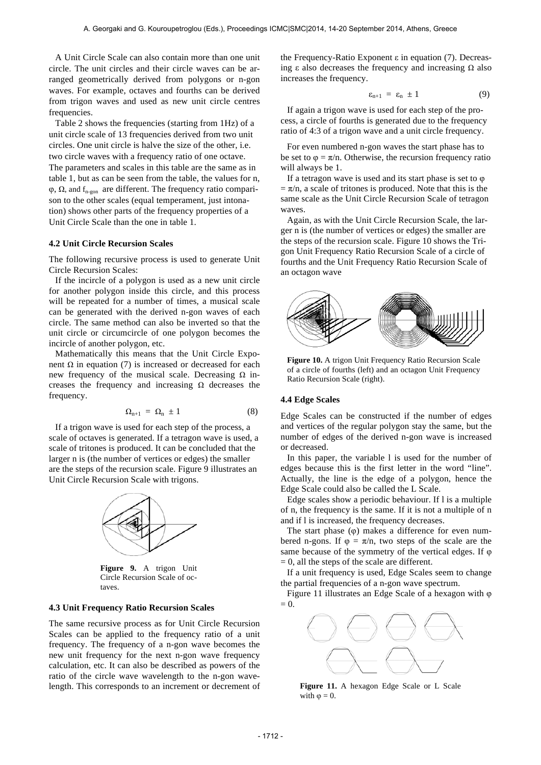A Unit Circle Scale can also contain more than one unit circle. The unit circles and their circle waves can be arranged geometrically derived from polygons or n-gon waves. For example, octaves and fourths can be derived from trigon waves and used as new unit circle centres frequencies.

Table 2 shows the frequencies (starting from 1Hz) of a unit circle scale of 13 frequencies derived from two unit circles. One unit circle is halve the size of the other, i.e. two circle waves with a frequency ratio of one octave. The parameters and scales in this table are the same as in table 1, but as can be seen from the table, the values for n, φ, Ω, and $f_{n\text{-gon}}$ are different. The frequency ratio comparison to the other scales (equal temperament, just intonation) shows other parts of the frequency properties of a Unit Circle Scale than the one in table 1.

### 4.2 Unit Circle Recursion Scales

The following recursive process is used to generate Unit Circle Recursion Scales:

If the incircle of a polygon is used as a new unit circle for another polygon inside this circle, and this process will be repeated for a number of times, a musical scale can be generated with the derived n-gon waves of each circle. The same method can also be inverted so that the unit circle or circumcircle of one polygon becomes the incircle of another polygon, etc.

Mathematically this means that the Unit Circle Exponent Ω in equation (7) is increased or decreased for each new frequency of the musical scale. Decreasing Ω increases the frequency and increasing Ω decreases the frequency.

$$\Omega_{n+1} = \Omega_n \pm 1 \tag{8}$$

If a trigon wave is used for each step of the process, a scale of octaves is generated. If a tetragon wave is used, a scale of tritones is produced. It can be concluded that the larger n is (the number of vertices or edges) the smaller are the steps of the recursion scale. Figure 9 illustrates an Unit Circle Recursion Scale with trigons.

**Figure 9.** A trigon Unit Circle Recursion Scale of octaves.

### 4.3 Unit Frequency Ratio Recursion Scales

The same recursive process as for Unit Circle Recursion Scales can be applied to the frequency ratio of a unit frequency. The frequency of a n-gon wave becomes the new unit frequency for the next n-gon wave frequency calculation, etc. It can also be described as powers of the ratio of the circle wave wavelength to the n-gon wavelength. This corresponds to an increment or decrement of the Frequency-Ratio Exponent ε in equation (7). Decreasing ε also decreases the frequency and increasing Ω also increases the frequency.

$$\varepsilon_{n+1} = \varepsilon_n \pm 1 \tag{9}$$

If again a trigon wave is used for each step of the process, a circle of fourths is generated due to the frequency ratio of 4:3 of a trigon wave and a unit circle frequency.

For even numbered n-gon waves the start phase has to be set to $\varphi = \pi/n$. Otherwise, the recursion frequency ratio will always be 1.

If a tetragon wave is used and its start phase is set to $\varphi = \pi/n$, a scale of tritones is produced. Note that this is the same scale as the Unit Circle Recursion Scale of tetragon waves.

Again, as with the Unit Circle Recursion Scale, the larger n is (the number of vertices or edges) the smaller are the steps of the recursion scale. Figure 10 shows the Trigon Unit Frequency Ratio Recursion Scale of a circle of fourths and the Unit Frequency Ratio Recursion Scale of an octagon wave

**Figure 10.** A trigon Unit Frequency Ratio Recursion Scale of a circle of fourths (left) and an octagon Unit Frequency Ratio Recursion Scale (right).

### 4.4 Edge Scales

Edge Scales can be constructed if the number of edges and vertices of the regular polygon stay the same, but the number of edges of the derived n-gon wave is increased or decreased.

In this paper, the variable l is used for the number of edges because this is the first letter in the word "line". Actually, the line is the edge of a polygon, hence the Edge Scale could also be called the L Scale.

Edge scales show a periodic behaviour. If l is a multiple of n, the frequency is the same. If it is not a multiple of n and if l is increased, the frequency decreases.

The start phase (φ) makes a difference for even numbered n-gons. If $\varphi = \pi/n$, two steps of the scale are the same because of the symmetry of the vertical edges. If $\varphi = 0$, all the steps of the scale are different.

If a unit frequency is used, Edge Scales seem to change the partial frequencies of a n-gon wave spectrum.

Figure 11 illustrates an Edge Scale of a hexagon with $\varphi = 0$.

**Figure 11.** A hexagon Edge Scale or L Scale with $\varphi = 0$.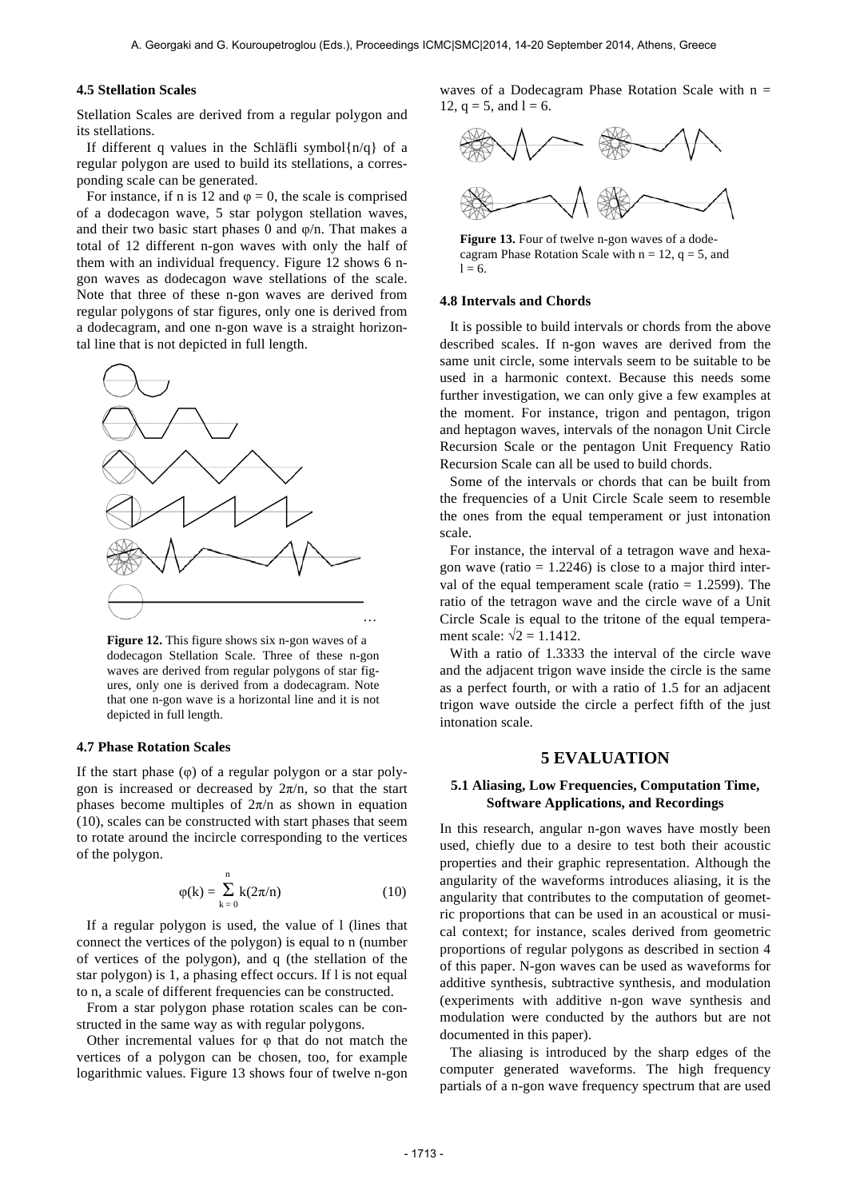### 4.5 Stellation Scales

Stellation Scales are derived from a regular polygon and its stellations.

If different q values in the Schläfli symbol{n/q} of a regular polygon are used to build its stellations, a corresponding scale can be generated.

For instance, if n is 12 and φ = 0, the scale is comprised of a dodecagon wave, 5 star polygon stellation waves, and their two basic start phases 0 and φ/n. That makes a total of 12 different n-gon waves with only the half of them with an individual frequency. Figure 12 shows 6 n-gon waves as dodecagon wave stellations of the scale. Note that three of these n-gon waves are derived from regular polygons of star figures, only one is derived from a dodecagram, and one n-gon wave is a straight horizontal line that is not depicted in full length.

**Figure 12.** This figure shows six n-gon waves of a dodecagon Stellation Scale. Three of these n-gon waves are derived from regular polygons of star figures, only one is derived from a dodecagram. Note that one n-gon wave is a horizontal line and it is not depicted in full length.

### 4.7 Phase Rotation Scales

If the start phase (φ) of a regular polygon or a star polygon is increased or decreased by 2π/n, so that the start phases become multiples of 2π/n as shown in equation (10), scales can be constructed with start phases that seem to rotate around the incircle corresponding to the vertices of the polygon.

$$\varphi(k) = \sum_{k=0}^{n} k(2\pi/n) \tag{10}$$

If a regular polygon is used, the value of l (lines that connect the vertices of the polygon) is equal to n (number of vertices of the polygon), and q (the stellation of the star polygon) is 1, a phasing effect occurs. If l is not equal to n, a scale of different frequencies can be constructed.

From a star polygon phase rotation scales can be constructed in the same way as with regular polygons.

Other incremental values for φ that do not match the vertices of a polygon can be chosen, too, for example logarithmic values. Figure 13 shows four of twelve n-gon waves of a Dodecagram Phase Rotation Scale with n = 12, q = 5, and l = 6.

**Figure 13.** Four of twelve n-gon waves of a dodecagram Phase Rotation Scale with n = 12, q = 5, and l = 6.

### 4.8 Intervals and Chords

It is possible to build intervals or chords from the above described scales. If n-gon waves are derived from the same unit circle, some intervals seem to be suitable to be used in a harmonic context. Because this needs some further investigation, we can only give a few examples at the moment. For instance, trigon and pentagon, trigon and heptagon waves, intervals of the nonagon Unit Circle Recursion Scale or the pentagon Unit Frequency Ratio Recursion Scale can all be used to build chords.

Some of the intervals or chords that can be built from the frequencies of a Unit Circle Scale seem to resemble the ones from the equal temperament or just intonation scale.

For instance, the interval of a tetragon wave and hexagon wave (ratio = 1.2246) is close to a major third interval of the equal temperament scale (ratio = 1.2599). The ratio of the tetragon wave and the circle wave of a Unit Circle Scale is equal to the tritone of the equal temperament scale: $\sqrt{2} = 1.1412$.

With a ratio of 1.3333 the interval of the circle wave and the adjacent trigon wave inside the circle is the same as a perfect fourth, or with a ratio of 1.5 for an adjacent trigon wave outside the circle a perfect fifth of the just intonation scale.

## 5 EVALUATION

### 5.1 Aliasing, Low Frequencies, Computation Time, Software Applications, and Recordings

In this research, angular n-gon waves have mostly been used, chiefly due to a desire to test both their acoustic properties and their graphic representation. Although the angularity of the waveforms introduces aliasing, it is the angularity that contributes to the computation of geometric proportions that can be used in an acoustical or musical context; for instance, scales derived from geometric proportions of regular polygons as described in section 4 of this paper. N-gon waves can be used as waveforms for additive synthesis, subtractive synthesis, and modulation (experiments with additive n-gon wave synthesis and modulation were conducted by the authors but are not documented in this paper).

The aliasing is introduced by the sharp edges of the computer generated waveforms. The high frequency partials of a n-gon wave frequency spectrum that are used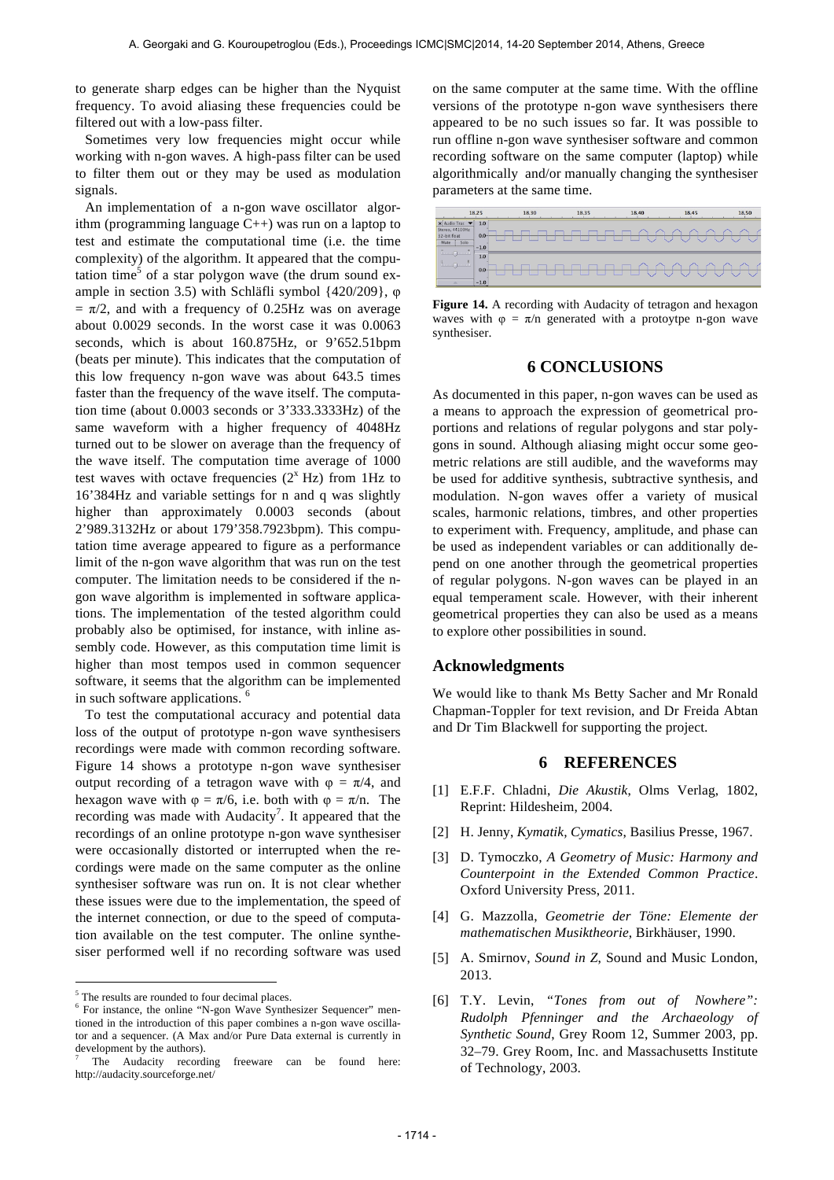to generate sharp edges can be higher than the Nyquist frequency. To avoid aliasing these frequencies could be filtered out with a low-pass filter.

Sometimes very low frequencies might occur while working with n-gon waves. A high-pass filter can be used to filter them out or they may be used as modulation signals.

An implementation of a n-gon wave oscillator algorithm (programming language C++) was run on a laptop to test and estimate the computational time (i.e. the time complexity) of the algorithm. It appeared that the computation time[5] of a star polygon wave (the drum sound example in section 3.5) with Schläfli symbol {420/209}, $\varphi = \pi/2$, and with a frequency of 0.25Hz was on average about 0.0029 seconds. In the worst case it was 0.0063 seconds, which is about 160.875Hz, or 9'652.51bpm (beats per minute). This indicates that the computation of this low frequency n-gon wave was about 643.5 times faster than the frequency of the wave itself. The computation time (about 0.0003 seconds or 3'333.3333Hz) of the same waveform with a higher frequency of 4048Hz turned out to be slower on average than the frequency of the wave itself. The computation time average of 1000 test waves with octave frequencies ($2^x$ Hz) from 1Hz to 16'384Hz and variable settings for n and q was slightly higher than approximately 0.0003 seconds (about 2'989.3132Hz or about 179'358.7923bpm). This computation time average appeared to figure as a performance limit of the n-gon wave algorithm that was run on the test computer. The limitation needs to be considered if the n-gon wave algorithm is implemented in software applications. The implementation of the tested algorithm could probably also be optimised, for instance, with inline assembly code. However, as this computation time limit is higher than most tempos used in common sequencer software, it seems that the algorithm can be implemented in such software applications. [6]

To test the computational accuracy and potential data loss of the output of prototype n-gon wave synthesisers recordings were made with common recording software. Figure 14 shows a prototype n-gon wave synthesiser output recording of a tetragon wave with $\varphi = \pi/4$, and hexagon wave with $\varphi = \pi/6$, i.e. both with $\varphi = \pi/n$. The recording was made with Audacity[7]. It appeared that the recordings of an online prototype n-gon wave synthesiser were occasionally distorted or interrupted when the recordings were made on the same computer as the online synthesiser software was run on. It is not clear whether these issues were due to the implementation, the speed of the internet connection, or due to the speed of computation available on the test computer. The online synthesiser performed well if no recording software was used on the same computer at the same time. With the offline versions of the prototype n-gon wave synthesisers there appeared to be no such issues so far. It was possible to run offline n-gon wave synthesiser software and common recording software on the same computer (laptop) while algorithmically and/or manually changing the synthesiser parameters at the same time.

**Figure 14.** A recording with Audacity of tetragon and hexagon waves with $\varphi = \pi/n$ generated with a protoytpe n-gon wave synthesiser.

## 6 CONCLUSIONS

As documented in this paper, n-gon waves can be used as a means to approach the expression of geometrical proportions and relations of regular polygons and star polygons in sound. Although aliasing might occur some geometric relations are still audible, and the waveforms may be used for additive synthesis, subtractive synthesis, and modulation. N-gon waves offer a variety of musical scales, harmonic relations, timbres, and other properties to experiment with. Frequency, amplitude, and phase can be used as independent variables or can additionally depend on one another through the geometrical properties of regular polygons. N-gon waves can be played in an equal temperament scale. However, with their inherent geometrical properties they can also be used as a means to explore other possibilities in sound.

## Acknowledgments

We would like to thank Ms Betty Sacher and Mr Ronald Chapman-Toppler for text revision, and Dr Freida Abtan and Dr Tim Blackwell for supporting the project.

## 6 REFERENCES

[1] E.F.F. Chladni, *Die Akustik*, Olms Verlag, 1802, Reprint: Hildesheim, 2004.

[2] H. Jenny, *Kymatik, Cymatics*, Basilius Presse, 1967.

[3] D. Tymoczko, *A Geometry of Music: Harmony and Counterpoint in the Extended Common Practice*. Oxford University Press, 2011.

[4] G. Mazzolla, *Geometrie der Töne: Elemente der mathematischen Musiktheorie*, Birkhäuser, 1990.

[5] A. Smirnov, *Sound in Z*, Sound and Music London, 2013.

[6] T.Y. Levin, *"Tones from out of Nowhere": Rudolph Pfenninger and the Archaeology of Synthetic Sound*, Grey Room 12, Summer 2003, pp. 32–79. Grey Room, Inc. and Massachusetts Institute of Technology, 2003.

---

[5] The results are rounded to four decimal places.

[6] For instance, the online "N-gon Wave Synthesizer Sequencer" mentioned in the introduction of this paper combines a n-gon wave oscillator and a sequencer. (A Max and/or Pure Data external is currently in development by the authors).

[7] The Audacity recording freeware can be found here: http://audacity.sourceforge.net/